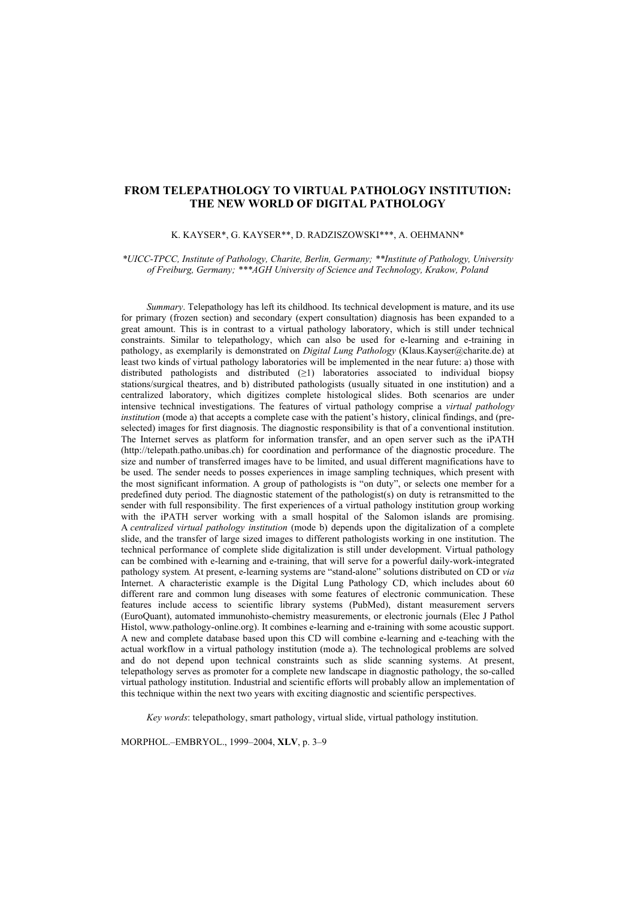# FROM TELEPATHOLOGY TO VIRTUAL PATHOLOGY INSTITUTION: THE NEW WORLD OF DIGITAL PATHOLOGY

K. KAYSER*, G. KAYSER**, D. RADZISZOWSKI***, A. OEHMANN*

*\*UICC-TPCC, Institute of Pathology, Charite, Berlin, Germany; \*\*Institute of Pathology, University of Freiburg, Germany; \*\*\*AGH University of Science and Technology, Krakow, Poland*

*Summary*. Telepathology has left its childhood. Its technical development is mature, and its use for primary (frozen section) and secondary (expert consultation) diagnosis has been expanded to a great amount. This is in contrast to a virtual pathology laboratory, which is still under technical constraints. Similar to telepathology, which can also be used for e-learning and e-training in pathology, as exemplarily is demonstrated on *Digital Lung Pathology* (Klaus.Kayser@charite.de) at least two kinds of virtual pathology laboratories will be implemented in the near future: a) those with distributed pathologists and distributed (≥1) laboratories associated to individual biopsy stations/surgical theatres, and b) distributed pathologists (usually situated in one institution) and a centralized laboratory, which digitizes complete histological slides. Both scenarios are under intensive technical investigations. The features of virtual pathology comprise a *virtual pathology institution* (mode a) that accepts a complete case with the patient's history, clinical findings, and (pre-selected) images for first diagnosis. The diagnostic responsibility is that of a conventional institution. The Internet serves as platform for information transfer, and an open server such as the iPATH (http://telepath.patho.unibas.ch) for coordination and performance of the diagnostic procedure. The size and number of transferred images have to be limited, and usual different magnifications have to be used. The sender needs to posses experiences in image sampling techniques, which present with the most significant information. A group of pathologists is "on duty", or selects one member for a predefined duty period. The diagnostic statement of the pathologist(s) on duty is retransmitted to the sender with full responsibility. The first experiences of a virtual pathology institution group working with the iPATH server working with a small hospital of the Salomon islands are promising. A *centralized virtual pathology institution* (mode b) depends upon the digitalization of a complete slide, and the transfer of large sized images to different pathologists working in one institution. The technical performance of complete slide digitalization is still under development. Virtual pathology can be combined with e-learning and e-training, that will serve for a powerful daily-work-integrated pathology system. At present, e-learning systems are "stand-alone" solutions distributed on CD or *via* Internet. A characteristic example is the Digital Lung Pathology CD, which includes about 60 different rare and common lung diseases with some features of electronic communication. These features include access to scientific library systems (PubMed), distant measurement servers (EuroQuant), automated immunohisto-chemistry measurements, or electronic journals (Elec J Pathol Histol, www.pathology-online.org). It combines e-learning and e-training with some acoustic support. A new and complete database based upon this CD will combine e-learning and e-teaching with the actual workflow in a virtual pathology institution (mode a). The technological problems are solved and do not depend upon technical constraints such as slide scanning systems. At present, telepathology serves as promoter for a complete new landscape in diagnostic pathology, the so-called virtual pathology institution. Industrial and scientific efforts will probably allow an implementation of this technique within the next two years with exciting diagnostic and scientific perspectives.

*Key words*: telepathology, smart pathology, virtual slide, virtual pathology institution.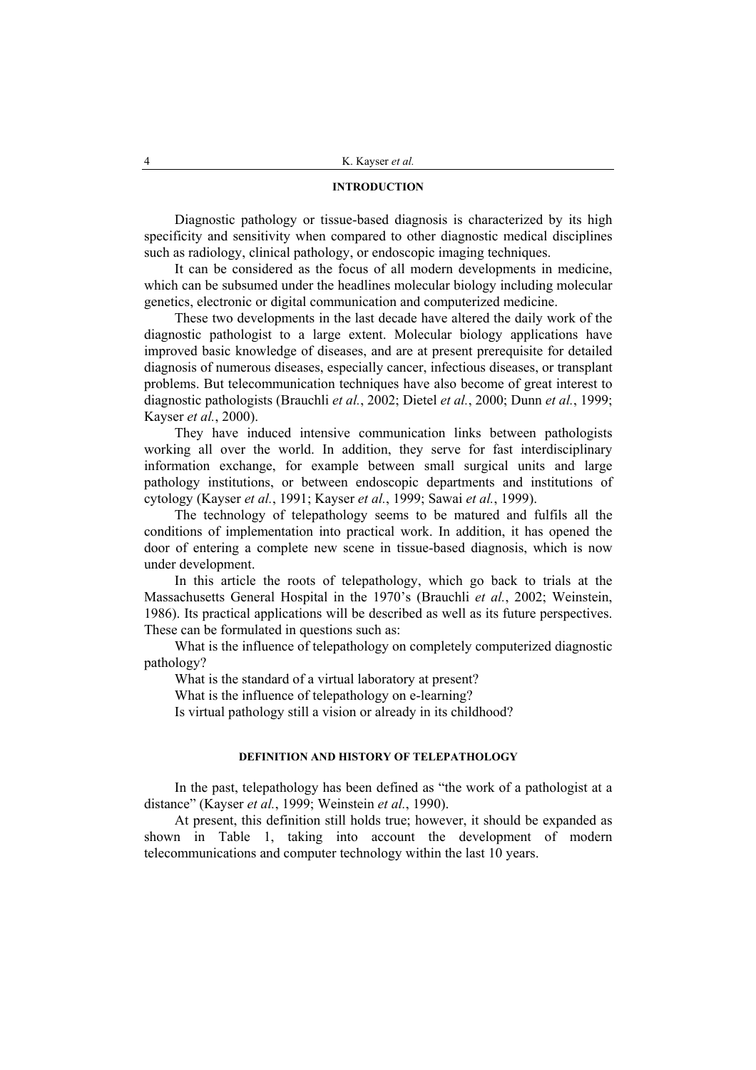## INTRODUCTION

Diagnostic pathology or tissue-based diagnosis is characterized by its high specificity and sensitivity when compared to other diagnostic medical disciplines such as radiology, clinical pathology, or endoscopic imaging techniques.

It can be considered as the focus of all modern developments in medicine, which can be subsumed under the headlines molecular biology including molecular genetics, electronic or digital communication and computerized medicine.

These two developments in the last decade have altered the daily work of the diagnostic pathologist to a large extent. Molecular biology applications have improved basic knowledge of diseases, and are at present prerequisite for detailed diagnosis of numerous diseases, especially cancer, infectious diseases, or transplant problems. But telecommunication techniques have also become of great interest to diagnostic pathologists (Brauchli *et al.*, 2002; Dietel *et al.*, 2000; Dunn *et al.*, 1999; Kayser *et al.*, 2000).

They have induced intensive communication links between pathologists working all over the world. In addition, they serve for fast interdisciplinary information exchange, for example between small surgical units and large pathology institutions, or between endoscopic departments and institutions of cytology (Kayser *et al.*, 1991; Kayser *et al.*, 1999; Sawai *et al.*, 1999).

The technology of telepathology seems to be matured and fulfils all the conditions of implementation into practical work. In addition, it has opened the door of entering a complete new scene in tissue-based diagnosis, which is now under development.

In this article the roots of telepathology, which go back to trials at the Massachusetts General Hospital in the 1970's (Brauchli *et al.*, 2002; Weinstein, 1986). Its practical applications will be described as well as its future perspectives. These can be formulated in questions such as:

What is the influence of telepathology on completely computerized diagnostic pathology?

What is the standard of a virtual laboratory at present?

What is the influence of telepathology on e-learning?

Is virtual pathology still a vision or already in its childhood?

## DEFINITION AND HISTORY OF TELEPATHOLOGY

In the past, telepathology has been defined as "the work of a pathologist at a distance" (Kayser *et al.*, 1999; Weinstein *et al.*, 1990).

At present, this definition still holds true; however, it should be expanded as shown in Table 1, taking into account the development of modern telecommunications and computer technology within the last 10 years.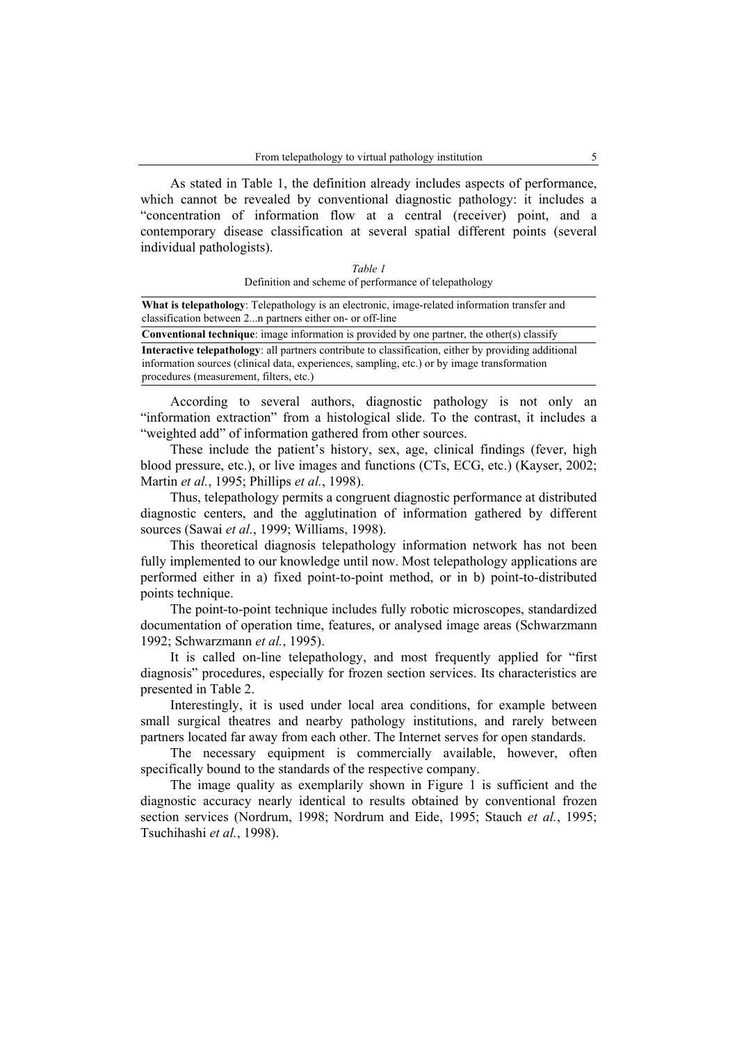As stated in Table 1, the definition already includes aspects of performance, which cannot be revealed by conventional diagnostic pathology: it includes a "concentration of information flow at a central (receiver) point, and a contemporary disease classification at several spatial different points (several individual pathologists).

*Table 1*
Definition and scheme of performance of telepathology

| |
|---|
| **What is telepathology**: Telepathology is an electronic, image-related information transfer and classification between 2...n partners either on- or off-line |
| **Conventional technique**: image information is provided by one partner, the other(s) classify |
| **Interactive telepathology**: all partners contribute to classification, either by providing additional information sources (clinical data, experiences, sampling, etc.) or by image transformation procedures (measurement, filters, etc.) |

According to several authors, diagnostic pathology is not only an "information extraction" from a histological slide. To the contrast, it includes a "weighted add" of information gathered from other sources.

These include the patient's history, sex, age, clinical findings (fever, high blood pressure, etc.), or live images and functions (CTs, ECG, etc.) (Kayser, 2002; Martin *et al.*, 1995; Phillips *et al.*, 1998).

Thus, telepathology permits a congruent diagnostic performance at distributed diagnostic centers, and the agglutination of information gathered by different sources (Sawai *et al.*, 1999; Williams, 1998).

This theoretical diagnosis telepathology information network has not been fully implemented to our knowledge until now. Most telepathology applications are performed either in a) fixed point-to-point method, or in b) point-to-distributed points technique.

The point-to-point technique includes fully robotic microscopes, standardized documentation of operation time, features, or analysed image areas (Schwarzmann 1992; Schwarzmann *et al.*, 1995).

It is called on-line telepathology, and most frequently applied for "first diagnosis" procedures, especially for frozen section services. Its characteristics are presented in Table 2.

Interestingly, it is used under local area conditions, for example between small surgical theatres and nearby pathology institutions, and rarely between partners located far away from each other. The Internet serves for open standards.

The necessary equipment is commercially available, however, often specifically bound to the standards of the respective company.

The image quality as exemplarily shown in Figure 1 is sufficient and the diagnostic accuracy nearly identical to results obtained by conventional frozen section services (Nordrum, 1998; Nordrum and Eide, 1995; Stauch *et al.*, 1995; Tsuchihashi *et al.*, 1998).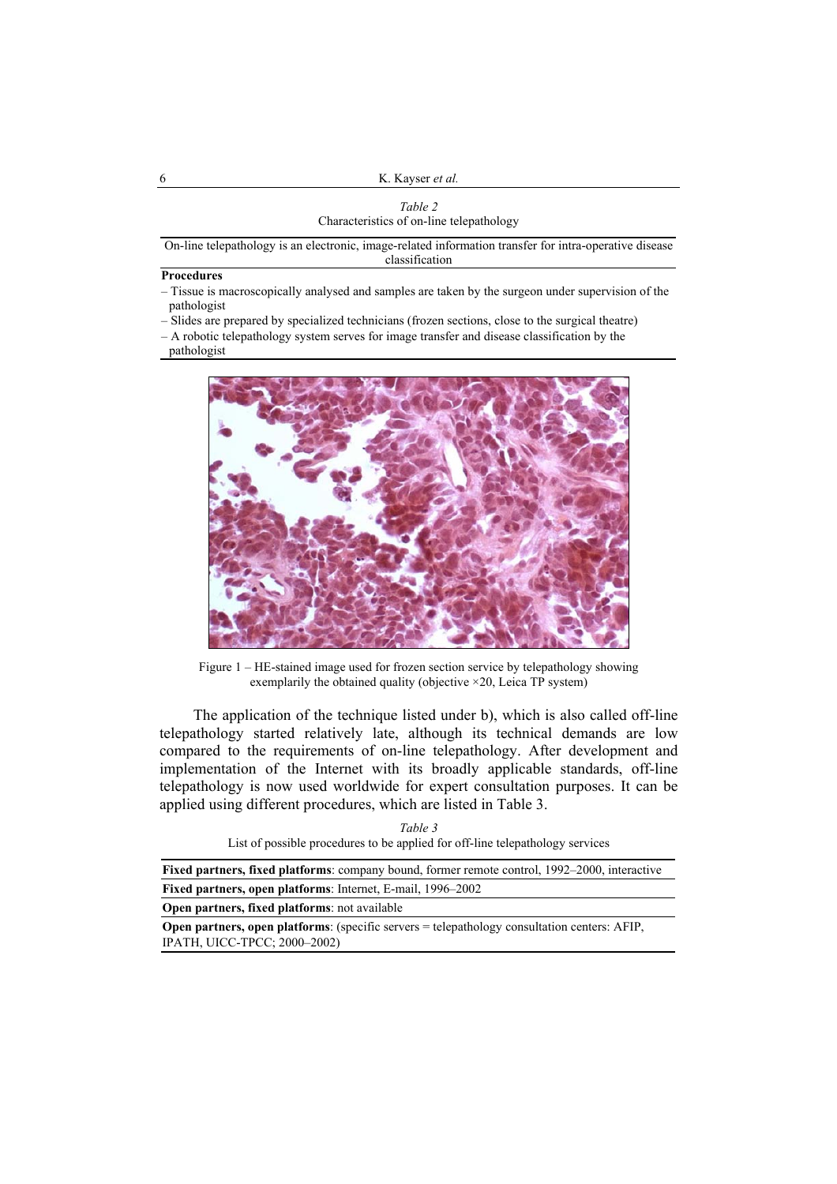*Table 2*

Characteristics of on-line telepathology

| On-line telepathology is an electronic, image-related information transfer for intra-operative disease classification |
|---|
| **Procedures** |
| – Tissue is macroscopically analysed and samples are taken by the surgeon under supervision of the pathologist |
| – Slides are prepared by specialized technicians (frozen sections, close to the surgical theatre) |
| – A robotic telepathology system serves for image transfer and disease classification by the pathologist |

Figure 1 – HE-stained image used for frozen section service by telepathology showing exemplarily the obtained quality (objective ×20, Leica TP system)

The application of the technique listed under b), which is also called off-line telepathology started relatively late, although its technical demands are low compared to the requirements of on-line telepathology. After development and implementation of the Internet with its broadly applicable standards, off-line telepathology is now used worldwide for expert consultation purposes. It can be applied using different procedures, which are listed in Table 3.

*Table 3*

List of possible procedures to be applied for off-line telepathology services

| **Fixed partners, fixed platforms**: company bound, former remote control, 1992–2000, interactive |
|---|
| **Fixed partners, open platforms**: Internet, E-mail, 1996–2002 |
| **Open partners, fixed platforms**: not available |
| **Open partners, open platforms**: (specific servers = telepathology consultation centers: AFIP, IPATH, UICC-TPCC; 2000–2002) |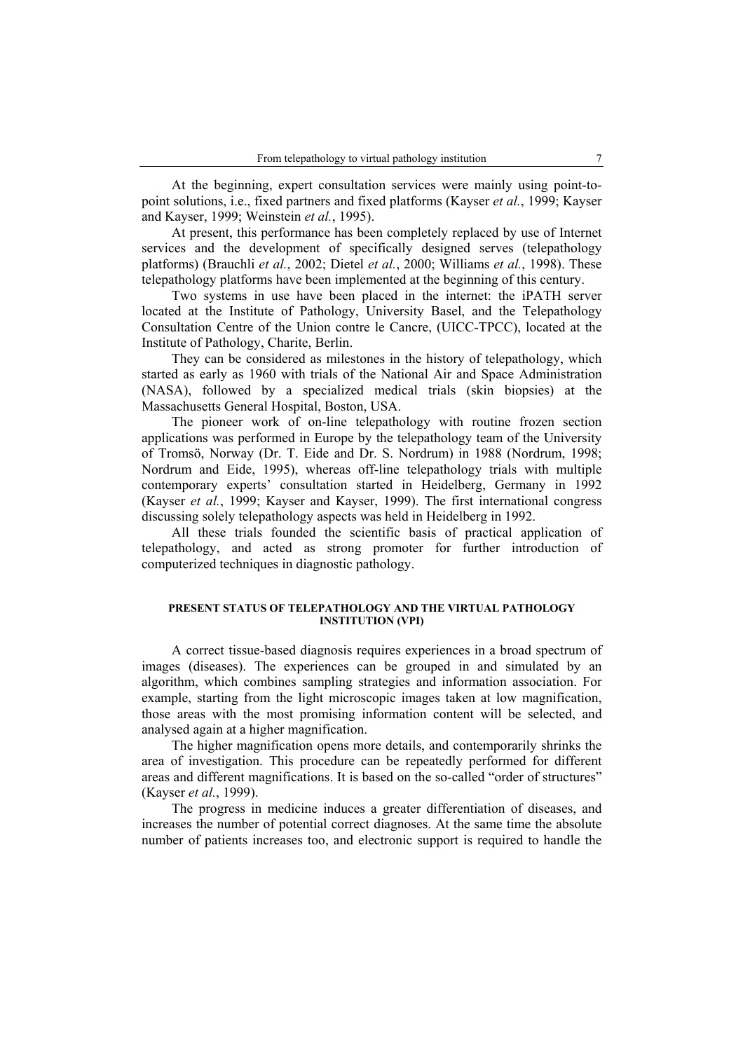At the beginning, expert consultation services were mainly using point-to-point solutions, i.e., fixed partners and fixed platforms (Kayser *et al.*, 1999; Kayser and Kayser, 1999; Weinstein *et al.*, 1995).

At present, this performance has been completely replaced by use of Internet services and the development of specifically designed serves (telepathology platforms) (Brauchli *et al.*, 2002; Dietel *et al.*, 2000; Williams *et al.*, 1998). These telepathology platforms have been implemented at the beginning of this century.

Two systems in use have been placed in the internet: the iPATH server located at the Institute of Pathology, University Basel, and the Telepathology Consultation Centre of the Union contre le Cancre, (UICC-TPCC), located at the Institute of Pathology, Charite, Berlin.

They can be considered as milestones in the history of telepathology, which started as early as 1960 with trials of the National Air and Space Administration (NASA), followed by a specialized medical trials (skin biopsies) at the Massachusetts General Hospital, Boston, USA.

The pioneer work of on-line telepathology with routine frozen section applications was performed in Europe by the telepathology team of the University of Tromsö, Norway (Dr. T. Eide and Dr. S. Nordrum) in 1988 (Nordrum, 1998; Nordrum and Eide, 1995), whereas off-line telepathology trials with multiple contemporary experts' consultation started in Heidelberg, Germany in 1992 (Kayser *et al.*, 1999; Kayser and Kayser, 1999). The first international congress discussing solely telepathology aspects was held in Heidelberg in 1992.

All these trials founded the scientific basis of practical application of telepathology, and acted as strong promoter for further introduction of computerized techniques in diagnostic pathology.

## PRESENT STATUS OF TELEPATHOLOGY AND THE VIRTUAL PATHOLOGY INSTITUTION (VPI)

A correct tissue-based diagnosis requires experiences in a broad spectrum of images (diseases). The experiences can be grouped in and simulated by an algorithm, which combines sampling strategies and information association. For example, starting from the light microscopic images taken at low magnification, those areas with the most promising information content will be selected, and analysed again at a higher magnification.

The higher magnification opens more details, and contemporarily shrinks the area of investigation. This procedure can be repeatedly performed for different areas and different magnifications. It is based on the so-called "order of structures" (Kayser *et al.*, 1999).

The progress in medicine induces a greater differentiation of diseases, and increases the number of potential correct diagnoses. At the same time the absolute number of patients increases too, and electronic support is required to handle the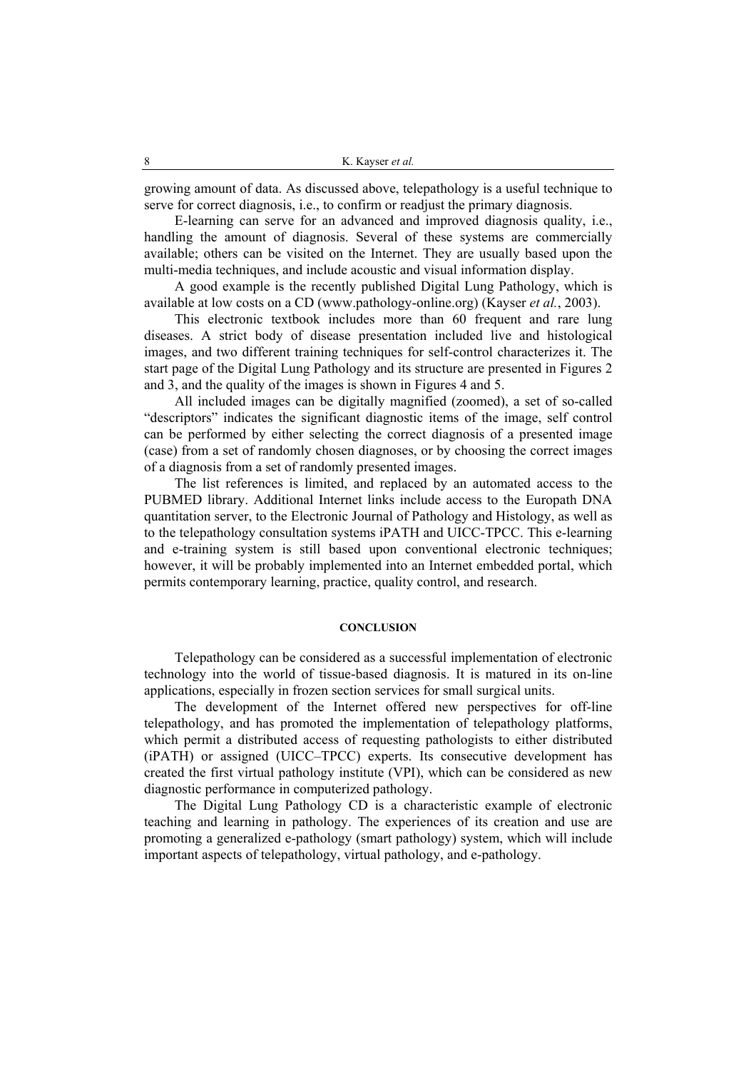growing amount of data. As discussed above, telepathology is a useful technique to serve for correct diagnosis, i.e., to confirm or readjust the primary diagnosis.

E-learning can serve for an advanced and improved diagnosis quality, i.e., handling the amount of diagnosis. Several of these systems are commercially available; others can be visited on the Internet. They are usually based upon the multi-media techniques, and include acoustic and visual information display.

A good example is the recently published Digital Lung Pathology, which is available at low costs on a CD (www.pathology-online.org) (Kayser *et al.*, 2003).

This electronic textbook includes more than 60 frequent and rare lung diseases. A strict body of disease presentation included live and histological images, and two different training techniques for self-control characterizes it. The start page of the Digital Lung Pathology and its structure are presented in Figures 2 and 3, and the quality of the images is shown in Figures 4 and 5.

All included images can be digitally magnified (zoomed), a set of so-called "descriptors" indicates the significant diagnostic items of the image, self control can be performed by either selecting the correct diagnosis of a presented image (case) from a set of randomly chosen diagnoses, or by choosing the correct images of a diagnosis from a set of randomly presented images.

The list references is limited, and replaced by an automated access to the PUBMED library. Additional Internet links include access to the Europath DNA quantitation server, to the Electronic Journal of Pathology and Histology, as well as to the telepathology consultation systems iPATH and UICC-TPCC. This e-learning and e-training system is still based upon conventional electronic techniques; however, it will be probably implemented into an Internet embedded portal, which permits contemporary learning, practice, quality control, and research.

## CONCLUSION

Telepathology can be considered as a successful implementation of electronic technology into the world of tissue-based diagnosis. It is matured in its on-line applications, especially in frozen section services for small surgical units.

The development of the Internet offered new perspectives for off-line telepathology, and has promoted the implementation of telepathology platforms, which permit a distributed access of requesting pathologists to either distributed (iPATH) or assigned (UICC–TPCC) experts. Its consecutive development has created the first virtual pathology institute (VPI), which can be considered as new diagnostic performance in computerized pathology.

The Digital Lung Pathology CD is a characteristic example of electronic teaching and learning in pathology. The experiences of its creation and use are promoting a generalized e-pathology (smart pathology) system, which will include important aspects of telepathology, virtual pathology, and e-pathology.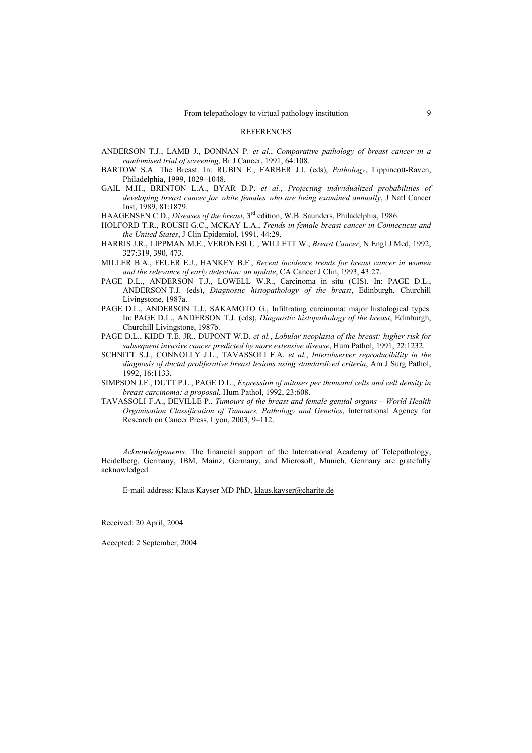## REFERENCES

ANDERSON T.J., LAMB J., DONNAN P. *et al.*, *Comparative pathology of breast cancer in a randomised trial of screening*, Br J Cancer, 1991, 64:108.

BARTOW S.A. The Breast. In: RUBIN E., FARBER J.I. (eds), *Pathology*, Lippincott-Raven, Philadelphia, 1999, 1029–1048.

GAIL M.H., BRINTON L.A., BYAR D.P. *et al.*, *Projecting individualized probabilities of developing breast cancer for white females who are being examined annually*, J Natl Cancer Inst, 1989, 81:1879.

HAAGENSEN C.D., *Diseases of the breast*, 3rd edition, W.B. Saunders, Philadelphia, 1986.

HOLFORD T.R., ROUSH G.C., MCKAY L.A., *Trends in female breast cancer in Connecticut and the United States*, J Clin Epidemiol, 1991, 44:29.

HARRIS J.R., LIPPMAN M.E., VERONESI U., WILLETT W., *Breast Cancer*, N Engl J Med, 1992, 327:319, 390, 473.

MILLER B.A., FEUER E.J., HANKEY B.F., *Recent incidence trends for breast cancer in women and the relevance of early detection: an update*, CA Cancer J Clin, 1993, 43:27.

PAGE D.L., ANDERSON T.J., LOWELL W.R., Carcinoma in situ (CIS). In: PAGE D.L., ANDERSON T.J. (eds), *Diagnostic histopathology of the breast*, Edinburgh, Churchill Livingstone, 1987a.

PAGE D.L., ANDERSON T.J., SAKAMOTO G., Infiltrating carcinoma: major histological types. In: PAGE D.L., ANDERSON T.J. (eds), *Diagnostic histopathology of the breast*, Edinburgh, Churchill Livingstone, 1987b.

PAGE D.L., KIDD T.E. JR., DUPONT W.D. *et al.*, *Lobular neoplasia of the breast: higher risk for subsequent invasive cancer predicted by more extensive disease*, Hum Pathol, 1991, 22:1232.

SCHNITT S.J., CONNOLLY J.L., TAVASSOLI F.A. *et al.*, *Interobserver reproducibility in the diagnosis of ductal proliferative breast lesions using standardized criteria*, Am J Surg Pathol, 1992, 16:1133.

SIMPSON J.F., DUTT P.L., PAGE D.L., *Expression of mitoses per thousand cells and cell density in breast carcinoma: a proposal*, Hum Pathol, 1992, 23:608.

TAVASSOLI F.A., DEVILLE P., *Tumours of the breast and female genital organs – World Health Organisation Classification of Tumours, Pathology and Genetics*, International Agency for Research on Cancer Press, Lyon, 2003, 9–112.

*Acknowledgements*. The financial support of the International Academy of Telepathology, Heidelberg, Germany, IBM, Mainz, Germany, and Microsoft, Munich, Germany are gratefully acknowledged.

E-mail address: Klaus Kayser MD PhD, klaus.kayser@charite.de

Received: 20 April, 2004

Accepted: 2 September, 2004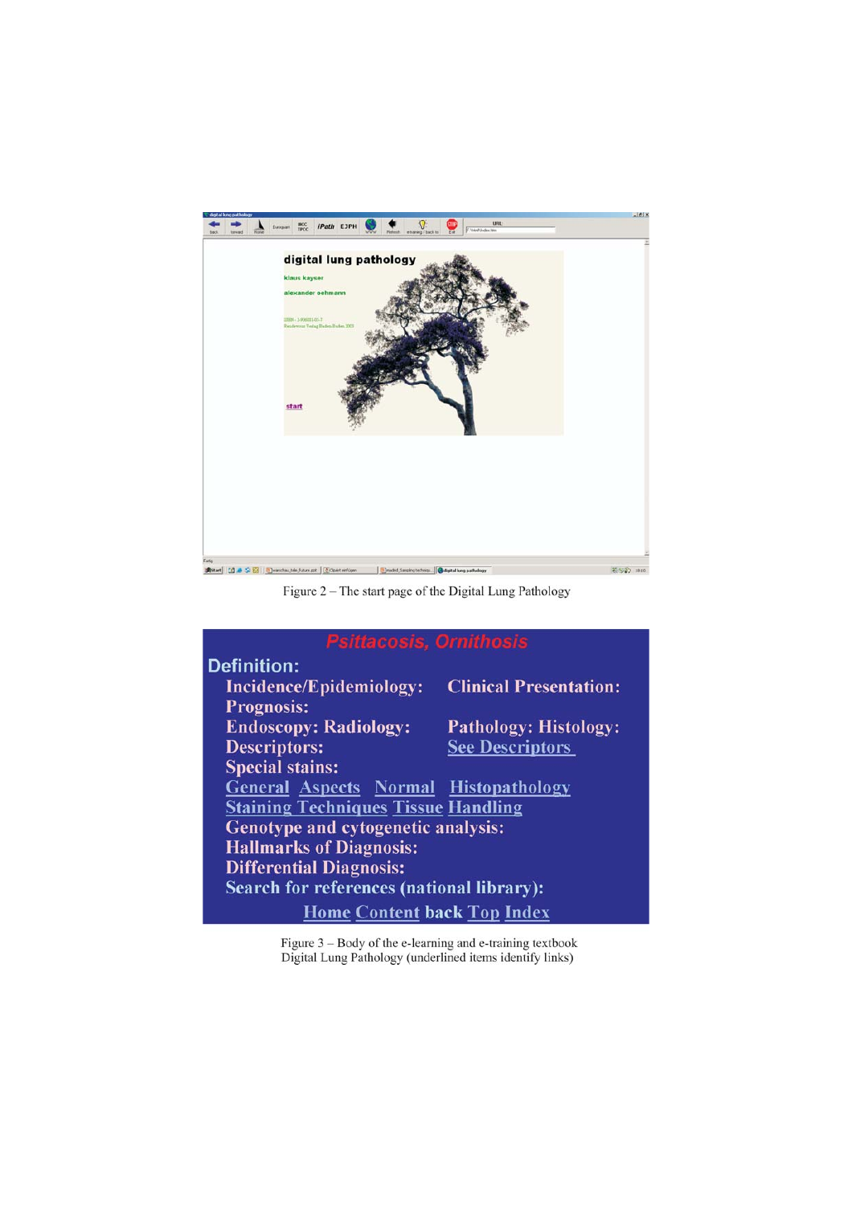Figure 2 – The start page of the Digital Lung Pathology

Figure 3 – Body of the e-learning and e-training textbook Digital Lung Pathology (underlined items identify links)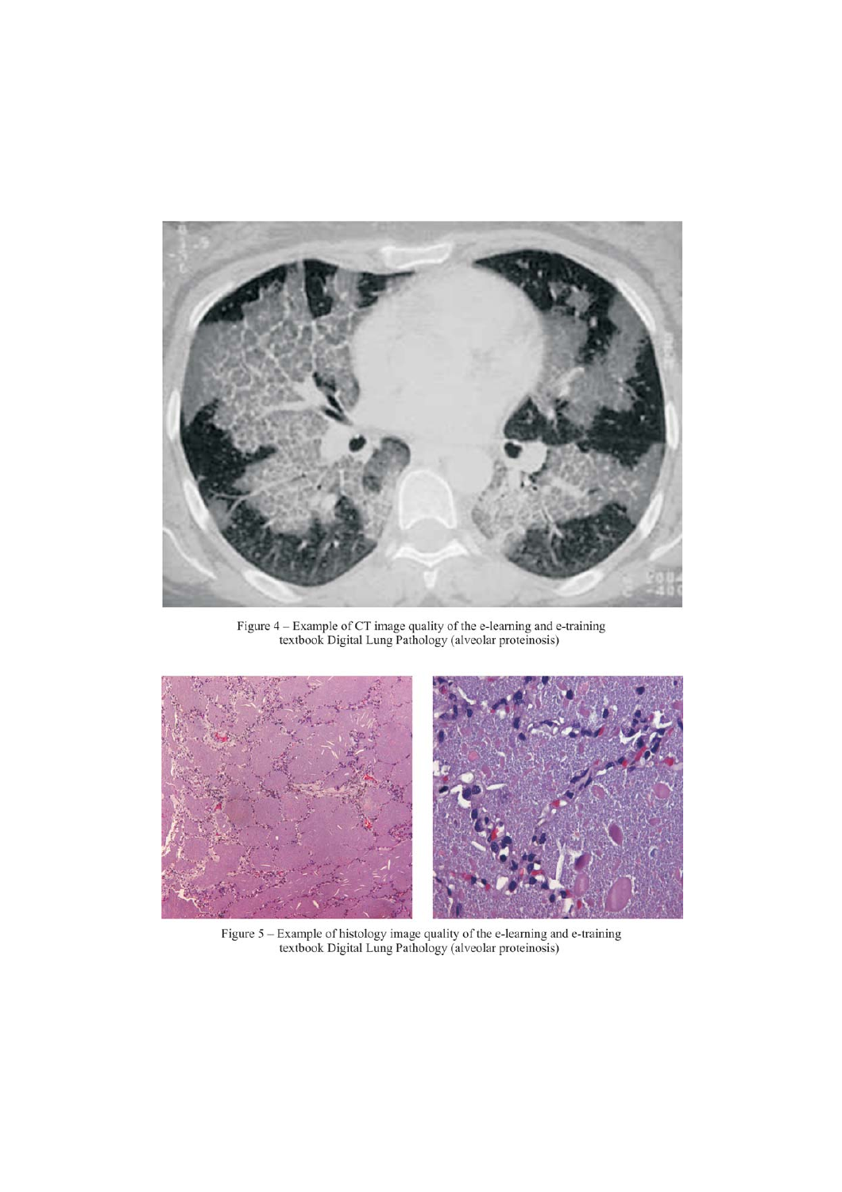Figure 4 – Example of CT image quality of the e-learning and e-training textbook Digital Lung Pathology (alveolar proteinosis)

Figure 5 – Example of histology image quality of the e-learning and e-training textbook Digital Lung Pathology (alveolar proteinosis)